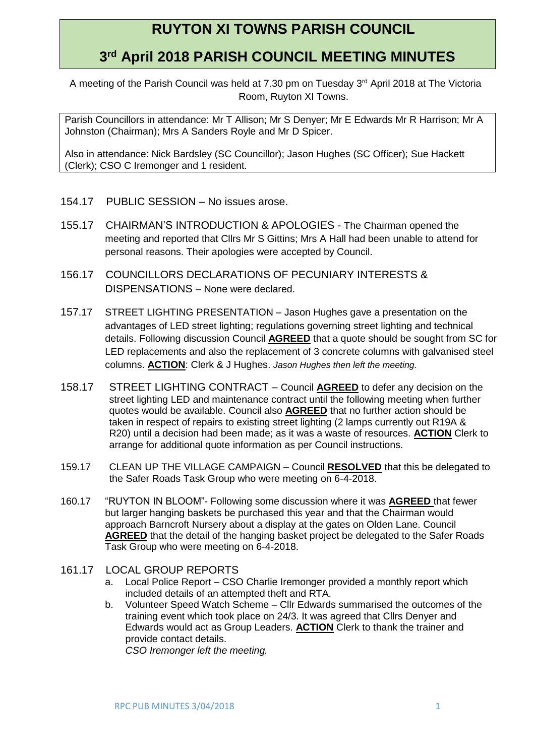# RUYTON XI TOWNS PARISH COUNCIL

## 3rd April 2018 PARISH COUNCIL MEETING MINUTES

A meeting of the Parish Council was held at 7.30 pm on Tuesday 3rd April 2018 at The Victoria Room, Ruyton XI Towns.

Parish Councillors in attendance: Mr T Allison; Mr S Denyer; Mr E Edwards Mr R Harrison; Mr A Johnston (Chairman); Mrs A Sanders Royle and Mr D Spicer.

Also in attendance: Nick Bardsley (SC Councillor); Jason Hughes (SC Officer); Sue Hackett (Clerk); CSO C Iremonger and 1 resident.

154.17 PUBLIC SESSION – No issues arose.

155.17 CHAIRMAN'S INTRODUCTION & APOLOGIES - The Chairman opened the meeting and reported that Cllrs Mr S Gittins; Mrs A Hall had been unable to attend for personal reasons. Their apologies were accepted by Council.

156.17 COUNCILLORS DECLARATIONS OF PECUNIARY INTERESTS & DISPENSATIONS – None were declared.

157.17 STREET LIGHTING PRESENTATION – Jason Hughes gave a presentation on the advantages of LED street lighting; regulations governing street lighting and technical details. Following discussion Council **AGREED** that a quote should be sought from SC for LED replacements and also the replacement of 3 concrete columns with galvanised steel columns. **ACTION**: Clerk & J Hughes. *Jason Hughes then left the meeting.*

158.17 STREET LIGHTING CONTRACT – Council **AGREED** to defer any decision on the street lighting LED and maintenance contract until the following meeting when further quotes would be available. Council also **AGREED** that no further action should be taken in respect of repairs to existing street lighting (2 lamps currently out R19A & R20) until a decision had been made; as it was a waste of resources. **ACTION** Clerk to arrange for additional quote information as per Council instructions.

159.17 CLEAN UP THE VILLAGE CAMPAIGN – Council **RESOLVED** that this be delegated to the Safer Roads Task Group who were meeting on 6-4-2018.

160.17 "RUYTON IN BLOOM"- Following some discussion where it was **AGREED** that fewer but larger hanging baskets be purchased this year and that the Chairman would approach Barncroft Nursery about a display at the gates on Olden Lane. Council **AGREED** that the detail of the hanging basket project be delegated to the Safer Roads Task Group who were meeting on 6-4-2018.

161.17 LOCAL GROUP REPORTS

a. Local Police Report – CSO Charlie Iremonger provided a monthly report which included details of an attempted theft and RTA.
b. Volunteer Speed Watch Scheme – Cllr Edwards summarised the outcomes of the training event which took place on 24/3. It was agreed that Cllrs Denyer and Edwards would act as Group Leaders. **ACTION** Clerk to thank the trainer and provide contact details.
*CSO Iremonger left the meeting.*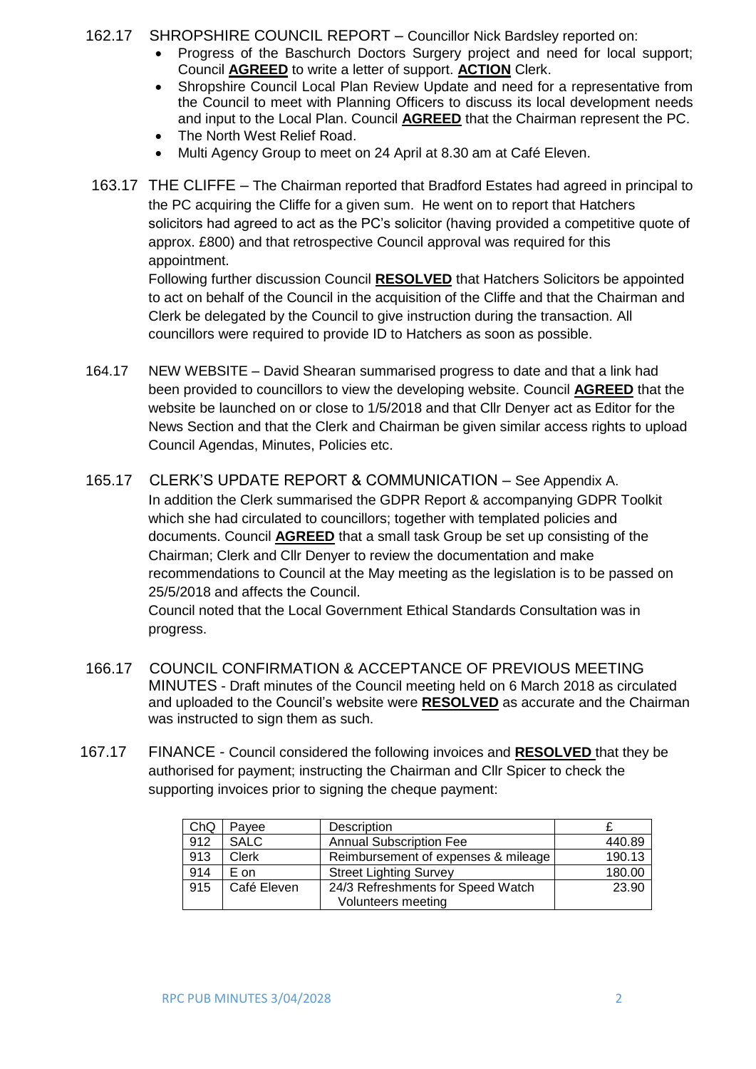162.17 SHROPSHIRE COUNCIL REPORT – Councillor Nick Bardsley reported on:

- Progress of the Baschurch Doctors Surgery project and need for local support; Council **AGREED** to write a letter of support. **ACTION** Clerk.
- Shropshire Council Local Plan Review Update and need for a representative from the Council to meet with Planning Officers to discuss its local development needs and input to the Local Plan. Council **AGREED** that the Chairman represent the PC.
- The North West Relief Road.
- Multi Agency Group to meet on 24 April at 8.30 am at Café Eleven.

163.17 THE CLIFFE – The Chairman reported that Bradford Estates had agreed in principal to the PC acquiring the Cliffe for a given sum. He went on to report that Hatchers solicitors had agreed to act as the PC's solicitor (having provided a competitive quote of approx. £800) and that retrospective Council approval was required for this appointment.

Following further discussion Council **RESOLVED** that Hatchers Solicitors be appointed to act on behalf of the Council in the acquisition of the Cliffe and that the Chairman and Clerk be delegated by the Council to give instruction during the transaction. All councillors were required to provide ID to Hatchers as soon as possible.

164.17 NEW WEBSITE – David Shearan summarised progress to date and that a link had been provided to councillors to view the developing website. Council **AGREED** that the website be launched on or close to 1/5/2018 and that Cllr Denyer act as Editor for the News Section and that the Clerk and Chairman be given similar access rights to upload Council Agendas, Minutes, Policies etc.

165.17 CLERK'S UPDATE REPORT & COMMUNICATION – See Appendix A.

In addition the Clerk summarised the GDPR Report & accompanying GDPR Toolkit which she had circulated to councillors; together with templated policies and documents. Council **AGREED** that a small task Group be set up consisting of the Chairman; Clerk and Cllr Denyer to review the documentation and make recommendations to Council at the May meeting as the legislation is to be passed on 25/5/2018 and affects the Council.

Council noted that the Local Government Ethical Standards Consultation was in progress.

166.17 COUNCIL CONFIRMATION & ACCEPTANCE OF PREVIOUS MEETING MINUTES - Draft minutes of the Council meeting held on 6 March 2018 as circulated and uploaded to the Council's website were **RESOLVED** as accurate and the Chairman was instructed to sign them as such.

167.17 FINANCE - Council considered the following invoices and **RESOLVED** that they be authorised for payment; instructing the Chairman and Cllr Spicer to check the supporting invoices prior to signing the cheque payment:

| ChQ | Payee | Description | £ |
|---|---|---|---|
| 912 | SALC | Annual Subscription Fee | 440.89 |
| 913 | Clerk | Reimbursement of expenses & mileage | 190.13 |
| 914 | E on | Street Lighting Survey | 180.00 |
| 915 | Café Eleven | 24/3 Refreshments for Speed Watch Volunteers meeting | 23.90 |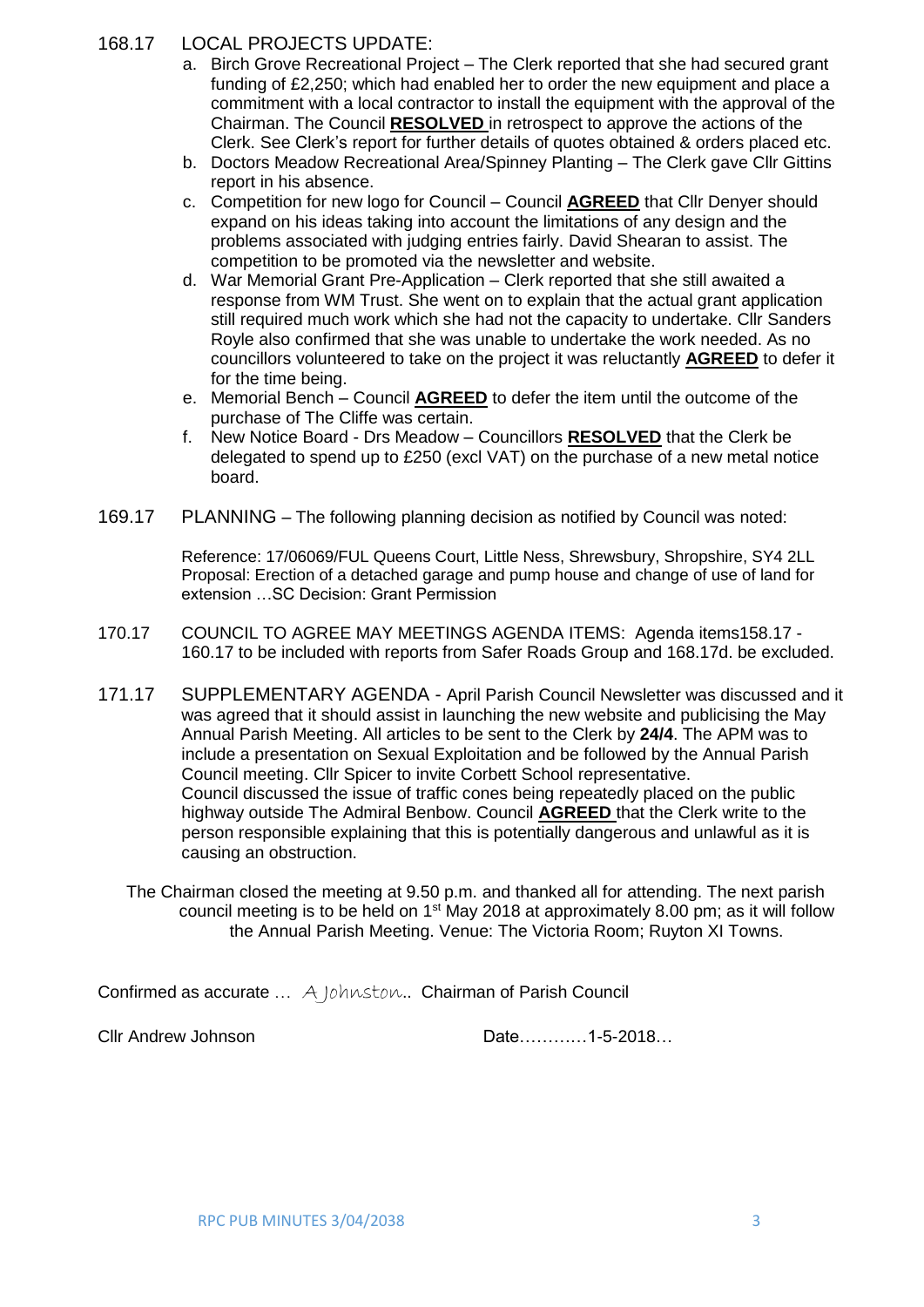168.17 LOCAL PROJECTS UPDATE:

a. Birch Grove Recreational Project – The Clerk reported that she had secured grant funding of £2,250; which had enabled her to order the new equipment and place a commitment with a local contractor to install the equipment with the approval of the Chairman. The Council **RESOLVED** in retrospect to approve the actions of the Clerk. See Clerk's report for further details of quotes obtained & orders placed etc.
b. Doctors Meadow Recreational Area/Spinney Planting – The Clerk gave Cllr Gittins report in his absence.
c. Competition for new logo for Council – Council **AGREED** that Cllr Denyer should expand on his ideas taking into account the limitations of any design and the problems associated with judging entries fairly. David Shearan to assist. The competition to be promoted via the newsletter and website.
d. War Memorial Grant Pre-Application – Clerk reported that she still awaited a response from WM Trust. She went on to explain that the actual grant application still required much work which she had not the capacity to undertake. Cllr Sanders Royle also confirmed that she was unable to undertake the work needed. As no councillors volunteered to take on the project it was reluctantly **AGREED** to defer it for the time being.
e. Memorial Bench – Council **AGREED** to defer the item until the outcome of the purchase of The Cliffe was certain.
f. New Notice Board - Drs Meadow – Councillors **RESOLVED** that the Clerk be delegated to spend up to £250 (excl VAT) on the purchase of a new metal notice board.

169.17 PLANNING – The following planning decision as notified by Council was noted:

Reference: 17/06069/FUL Queens Court, Little Ness, Shrewsbury, Shropshire, SY4 2LL
Proposal: Erection of a detached garage and pump house and change of use of land for extension …SC Decision: Grant Permission

170.17 COUNCIL TO AGREE MAY MEETINGS AGENDA ITEMS: Agenda items158.17 - 160.17 to be included with reports from Safer Roads Group and 168.17d. be excluded.

171.17 SUPPLEMENTARY AGENDA - April Parish Council Newsletter was discussed and it was agreed that it should assist in launching the new website and publicising the May Annual Parish Meeting. All articles to be sent to the Clerk by **24/4**. The APM was to include a presentation on Sexual Exploitation and be followed by the Annual Parish Council meeting. Cllr Spicer to invite Corbett School representative.
Council discussed the issue of traffic cones being repeatedly placed on the public highway outside The Admiral Benbow. Council **AGREED** that the Clerk write to the person responsible explaining that this is potentially dangerous and unlawful as it is causing an obstruction.

The Chairman closed the meeting at 9.50 p.m. and thanked all for attending. The next parish council meeting is to be held on 1st May 2018 at approximately 8.00 pm; as it will follow the Annual Parish Meeting. Venue: The Victoria Room; Ruyton XI Towns.

Confirmed as accurate … A Johnston.. Chairman of Parish Council

Cllr Andrew Johnson Date………..1-5-2018…